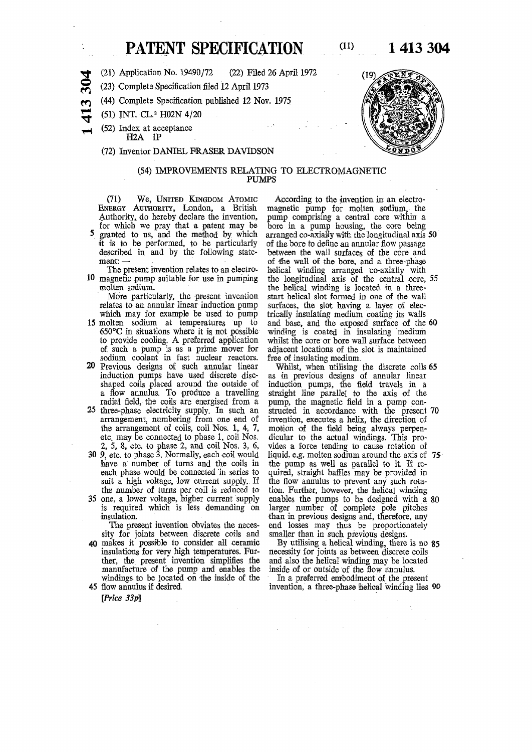# PATENT SPECIFICATION

(11) **1 413 304**

(21) Application No. 19490/72 (22) Filed 26 April 1972

(23) Complete Specification filed 12 April 1973

(44) Complete Specification published 12 Nov. 1975

(51) INT. CL.[2] H02N 4/20

(52) Index at acceptance
H2A 1P

(72) Inventor DANIEL FRASER DAVIDSON

## (54) IMPROVEMENTS RELATING TO ELECTROMAGNETIC PUMPS

(71) We, UNITED KINGDOM ATOMIC ENERGY AUTHORITY, London, a British Authority, do hereby declare the invention, for which we pray that a patent may be granted to us, and the method by which it is to be performed, to be particularly described in and by the following statement: —

The present invention relates to an electromagnetic pump suitable for use in pumping molten sodium.

More particularly, the present invention relates to an annular linear induction pump which may for example be used to pump molten sodium at temperatures up to 650°C in situations where it is not possible to provide cooling. A preferred application of such a pump is as a prime mover for sodium coolant in fast nuclear reactors.

Previous designs of such annular linear induction pumps have used discrete disc-shaped coils placed around the outside of a flow annulus. To produce a travelling radial field, the coils are energised from a three-phase electricity supply. In such an arrangement, numbering from one end of the arrangement of coils, coil Nos. 1, 4, 7, etc. may be connected to phase 1, coil Nos. 2, 5, 8, etc. to phase 2, and coil Nos. 3, 6, 9, etc. to phase 3. Normally, each coil would have a number of turns and the coils in each phase would be connected in series to suit a high voltage, low current supply. If the number of turns per coil is reduced to one, a lower voltage, higher current supply is required which is less demanding on insulation.

The present invention obviates the necessity for joints between discrete coils and makes it possible to consider all ceramic insulations for very high temperatures. Further, the present invention simplifies the manufacture of the pump and enables the windings to be located on the inside of the flow annulus if desired.

According to the invention in an electromagnetic pump for molten sodium, the pump comprising a central core within a bore in a pump housing, the core being arranged co-axially with the longitudinal axis of the bore to define an annular flow passage between the wall surfaces of the core and of the wall of the bore, and a three-phase helical winding arranged co-axially with the longitudinal axis of the central core, the helical winding is located in a three-start helical slot formed in one of the wall surfaces, the slot having a layer of electrically insulating medium coating its walls and base, and the exposed surface of the winding is coated in insulating medium whilst the core or bore wall surface between adjacent locations of the slot is maintained free of insulating medium.

Whilst, when utilising the discrete coils as in previous designs of annular linear induction pumps, the field travels in a straight line parallel to the axis of the pump, the magnetic field in a pump constructed in accordance with the present invention, executes a helix, the direction of motion of the field being always perpendicular to the actual windings. This provides a force tending to cause rotation of liquid, e.g. molten sodium around the axis of the pump as well as parallel to it. If required, straight baffles may be provided in the flow annulus to prevent any such rotation. Further, however, the helical winding enables the pumps to be designed with a larger number of complete pole pitches than in previous designs and, therefore, any end losses may thus be proportionately smaller than in such previous designs.

By utilising a helical winding, there is no necessity for joints as between discrete coils and also the helical winding may be located inside of or outside of the flow annulus.

In a preferred embodiment of the present invention, a three-phase helical winding lies

[*Price 33p*]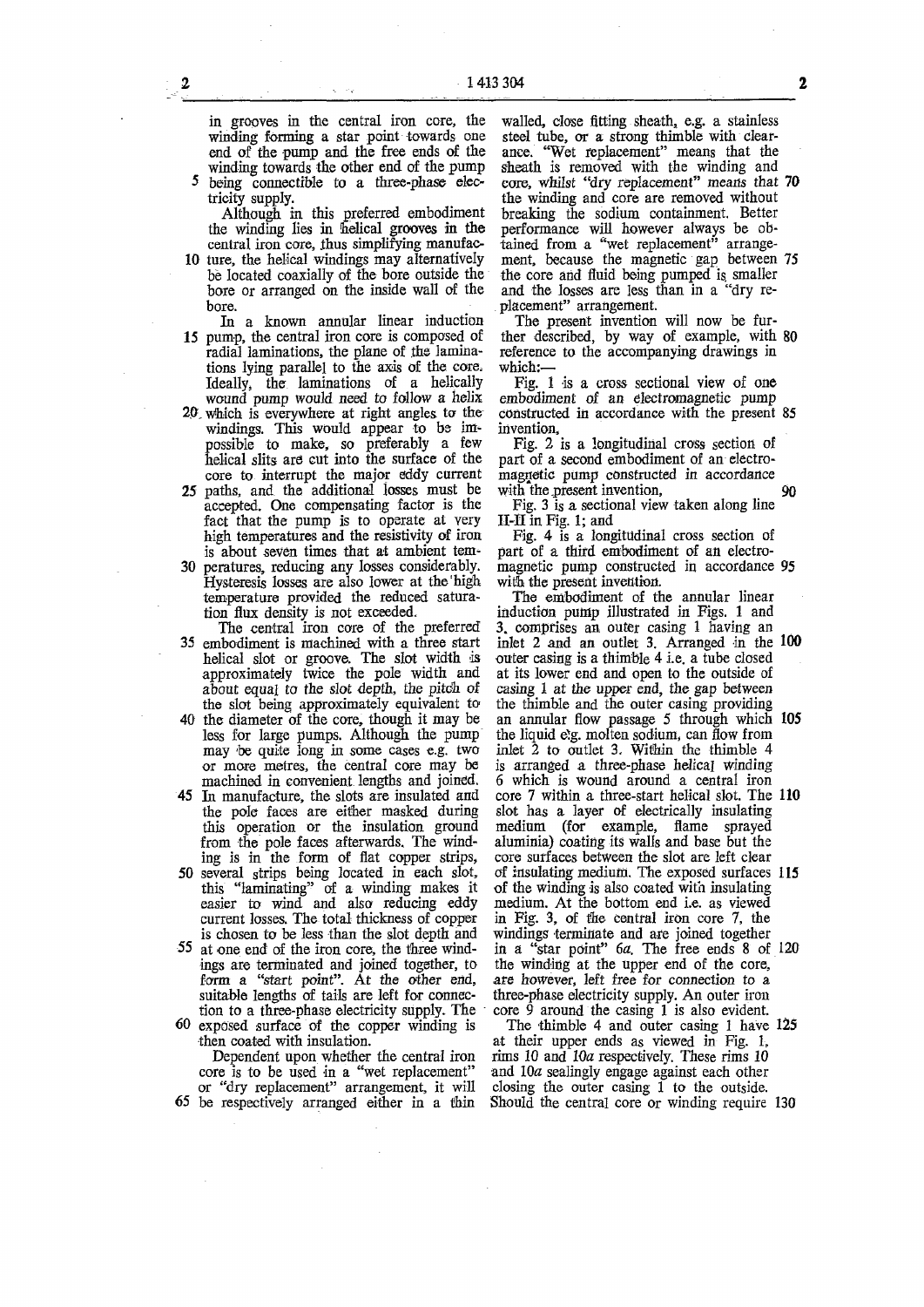in grooves in the central iron core, the winding forming a star point towards one end of the pump and the free ends of the winding towards the other end of the pump being connectible to a three-phase electricity supply.

Although in this preferred embodiment the winding lies in helical grooves in the central iron core, thus simplifying manufacture, the helical windings may alternatively be located coaxially of the bore outside the bore or arranged on the inside wall of the bore.

In a known annular linear induction pump, the central iron core is composed of radial laminations, the plane of the laminations lying parallel to the axis of the core. Ideally, the laminations of a helically wound pump would need to follow a helix which is everywhere at right angles to the windings. This would appear to be impossible to make, so preferably a few helical slits are cut into the surface of the core to interrupt the major eddy current paths, and the additional losses must be accepted. One compensating factor is the fact that the pump is to operate at very high temperatures and the resistivity of iron is about seven times that at ambient temperatures, reducing any losses considerably. Hysteresis losses are also lower at the high temperature provided the reduced saturation flux density is not exceeded.

The central iron core of the preferred embodiment is machined with a three start helical slot or groove. The slot width is approximately twice the pole width and about equal to the slot depth, the pitch of the slot being approximately equivalent to the diameter of the core, though it may be less for large pumps. Although the pump may be quite long in some cases e.g. two or more metres, the central core may be machined in convenient lengths and joined. In manufacture, the slots are insulated and the pole faces are either masked during this operation or the insulation ground from the pole faces afterwards. The winding is in the form of flat copper strips, several strips being located in each slot, this "laminating" of a winding makes it easier to wind and also reducing eddy current losses. The total thickness of copper is chosen to be less than the slot depth and at one end of the iron core, the three windings are terminated and joined together, to form a "start point". At the other end, suitable lengths of tails are left for connection to a three-phase electricity supply. The exposed surface of the copper winding is then coated with insulation.

Dependent upon whether the central iron core is to be used in a "wet replacement" or "dry replacement" arrangement, it will be respectively arranged either in a thin walled, close fitting sheath, e.g. a stainless steel tube, or a strong thimble with clearance. "Wet replacement" means that the sheath is removed with the winding and core, whilst "dry replacement" means that the winding and core are removed without breaking the sodium containment. Better performance will however always be obtained from a "wet replacement" arrangement, because the magnetic gap between the core and fluid being pumped is smaller and the losses are less than in a "dry replacement" arrangement.

The present invention will now be further described, by way of example, with reference to the accompanying drawings in which:—

Fig. 1 is a cross sectional view of one embodiment of an electromagnetic pump constructed in accordance with the present invention,

Fig. 2 is a longitudinal cross section of part of a second embodiment of an electromagnetic pump constructed in accordance with the present invention,

Fig. 3 is a sectional view taken along line II-II in Fig. 1; and

Fig. 4 is a longitudinal cross section of part of a third embodiment of an electromagnetic pump constructed in accordance with the present invention.

The embodiment of the annular linear induction pump illustrated in Figs. 1 and 3, comprises an outer casing 1 having an inlet 2 and an outlet 3. Arranged in the outer casing is a thimble 4 i.e. a tube closed at its lower end and open to the outside of casing 1 at the upper end, the gap between the thimble and the outer casing providing an annular flow passage 5 through which the liquid e.g. molten sodium, can flow from inlet 2 to outlet 3. Within the thimble 4 is arranged a three-phase helical winding 6 which is wound around a central iron core 7 within a three-start helical slot. The slot has a layer of electrically insulating medium (for example, flame sprayed aluminia) coating its walls and base but the core surfaces between the slot are left clear of insulating medium. The exposed surfaces of the winding is also coated with insulating medium. At the bottom end i.e. as viewed in Fig. 3, of the central iron core 7, the windings terminate and are joined together in a "star point" 6*a*. The free ends 8 of the winding at the upper end of the core, are however, left free for connection to a three-phase electricity supply. An outer iron core 9 around the casing 1 is also evident.

The thimble 4 and outer casing 1 have at their upper ends as viewed in Fig. 1, rims 10 and 10*a* respectively. These rims 10 and 10*a* sealingly engage against each other closing the outer casing 1 to the outside. Should the central core or winding require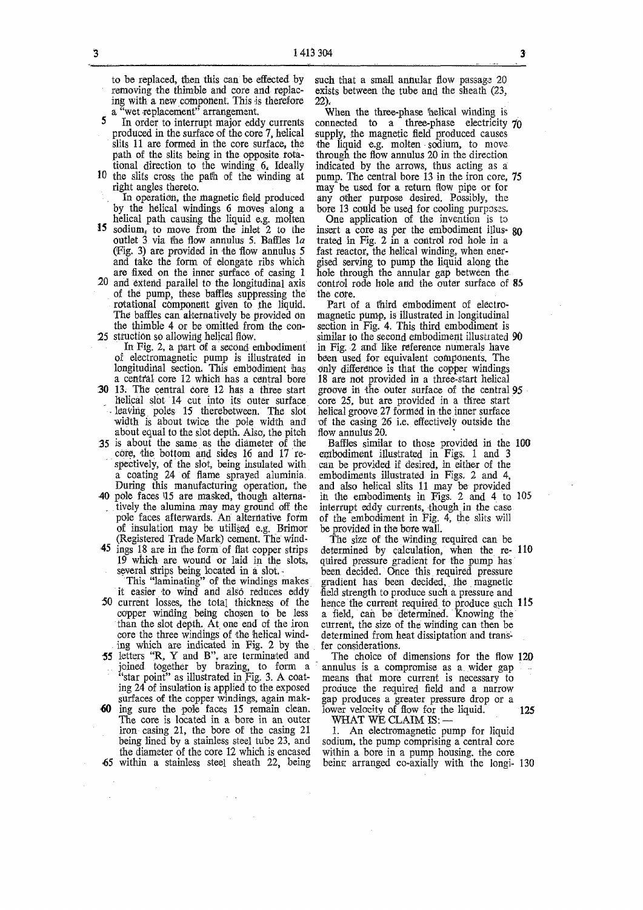to be replaced, then this can be effected by removing the thimble and core and replacing with a new component. This is therefore a "wet replacement" arrangement.

In order to interrupt major eddy currents produced in the surface of the core 7, helical slits 11 are formed in the core surface, the path of the slits being in the opposite rotational direction to the winding 6. Ideally the slits cross the path of the winding at right angles thereto.

In operation, the magnetic field produced by the helical windings 6 moves along a helical path causing the liquid e.g. molten sodium, to move from the inlet 2 to the outlet 3 via the flow annulus 5. Baffles 1a (Fig. 3) are provided in the flow annulus 5 and take the form of elongate ribs which are fixed on the inner surface of casing 1 and extend parallel to the longitudinal axis of the pump, these baffles suppressing the rotational component given to the liquid. The baffles can alternatively be provided on the thimble 4 or be omitted from the construction so allowing helical flow.

In Fig. 2, a part of a second embodiment of electromagnetic pump is illustrated in longitudinal section. This embodiment has a central core 12 which has a central bore 13. The central core 12 has a three start helical slot 14 cut into its outer surface leaving poles 15 therebetween. The slot width is about twice the pole width and about equal to the slot depth. Also, the pitch is about the same as the diameter of the core, the bottom and sides 16 and 17 respectively, of the slot, being insulated with a coating 24 of flame sprayed aluminia. During this manufacturing operation, the pole faces 15 are masked, though alternatively the alumina may may ground off the pole faces afterwards. An alternative form of insulation may be utilised e.g. Brimor (Registered Trade Mark) cement. The windings 18 are in the form of flat copper strips 19 which are wound or laid in the slots, several strips being located in a slot.

This "laminating" of the windings makes it easier to wind and also reduces eddy current losses, the total thickness of the copper winding being chosen to be less than the slot depth. At one end of the iron core the three windings of the helical winding which are indicated in Fig. 2 by the letters "R, Y and B", are terminated and joined together by brazing, to form a "star point" as illustrated in Fig. 3. A coating 24 of insulation is applied to the exposed surfaces of the copper windings, again making sure the pole faces 15 remain clean. The core is located in a bore in an outer iron casing 21, the bore of the casing 21 being lined by a stainless steel tube 23, and the diameter of the core 12 which is encased within a stainless steel sheath 22, being such that a small annular flow passage 20 exists between the tube and the sheath (23, 22).

When the three-phase helical winding is connected to a three-phase electricity supply, the magnetic field produced causes the liquid e.g. molten sodium, to move through the flow annulus 20 in the direction indicated by the arrows, thus acting as a pump. The central bore 13 in the iron core, may be used for a return flow pipe or for any other purpose desired. Possibly, the bore 13 could be used for cooling purposes.

One application of the invention is to insert a core as per the embodiment illustrated in Fig. 2 in a control rod hole in a fast reactor, the helical winding, when energised serving to pump the liquid along the hole through the annular gap between the control rode hole and the outer surface of the core.

Part of a third embodiment of electromagnetic pump, is illustrated in longitudinal section in Fig. 4. This third embodiment is similar to the second embodiment illustrated in Fig. 2 and like reference numerals have been used for equivalent components. The only difference is that the copper windings 18 are not provided in a three-start helical groove in the outer surface of the central core 25, but are provided in a three start helical groove 27 formed in the inner surface of the casing 26 i.e. effectively outside the flow annulus 20.

Baffles similar to those provided in the embodiment illustrated in Figs. 1 and 3 can be provided if desired, in either of the embodiments illustrated in Figs. 2 and 4, and also helical slits 11 may be provided in the embodiments in Figs. 2 and 4 to interrupt eddy currents, though in the case of the embodiment in Fig. 4, the slits will be provided in the bore wall.

The size of the winding required can be determined by calculation, when the required pressure gradient for the pump has been decided. Once this required pressure gradient has been decided, the magnetic field strength to produce such a pressure and hence the current required to produce such a field, can be determined. Knowing the current, the size of the winding can then be determined from heat dissipation and transfer considerations.

The choice of dimensions for the flow annulus is a compromise as a wider gap means that more current is necessary to produce the required field and a narrow gap produces a greater pressure drop or a lower velocity of flow for the liquid.

WHAT WE CLAIM IS:—

1. An electromagnetic pump for liquid sodium, the pump comprising a central core within a bore in a pump housing, the core being arranged co-axially with the longi-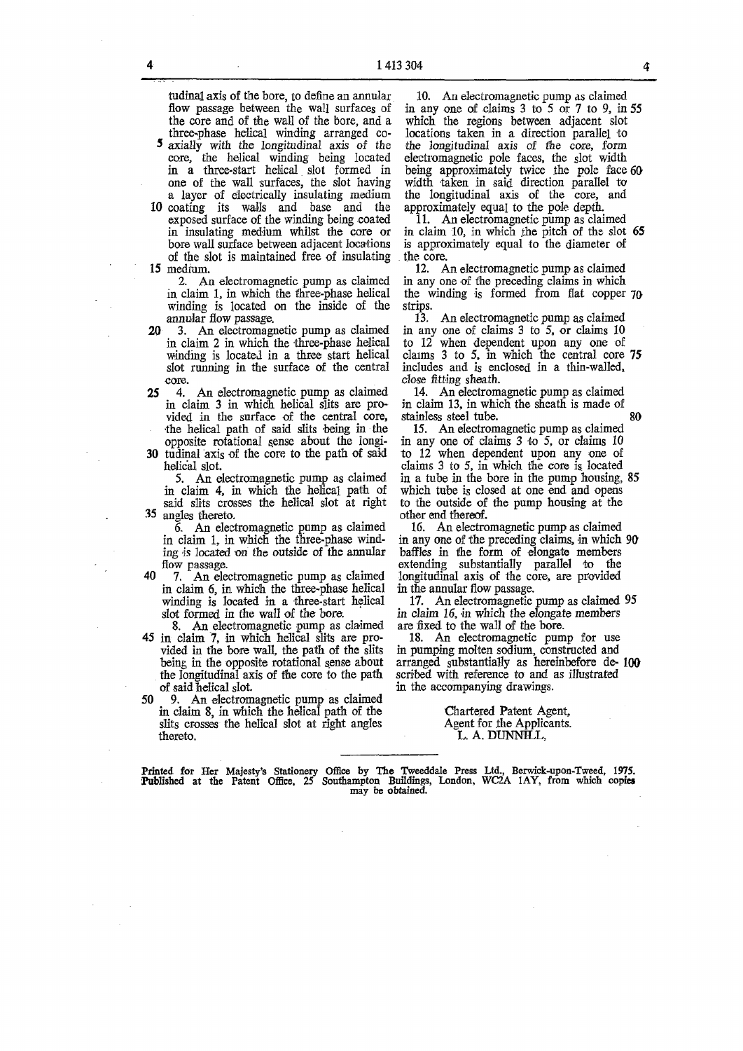tudinal axis of the bore, to define an annular flow passage between the wall surfaces of the core and of the wall of the bore, and a three-phase helical winding arranged coaxially with the longitudinal axis of the core, the helical winding being located in a three-start helical slot formed in one of the wall surfaces, the slot having a layer of electrically insulating medium coating its walls and base and the exposed surface of the winding being coated in insulating medium whilst the core or bore wall surface between adjacent locations of the slot is maintained free of insulating medium.

2. An electromagnetic pump as claimed in claim 1, in which the three-phase helical winding is located on the inside of the annular flow passage.

3. An electromagnetic pump as claimed in claim 2 in which the three-phase helical winding is located in a three start helical slot running in the surface of the central core.

4. An electromagnetic pump as claimed in claim 3 in which helical slits are provided in the surface of the central core, the helical path of said slits being in the opposite rotational sense about the longitudinal axis of the core to the path of said helical slot.

5. An electromagnetic pump as claimed in claim 4, in which the helical path of said slits crosses the helical slot at right angles thereto.

6. An electromagnetic pump as claimed in claim 1, in which the three-phase winding is located on the outside of the annular flow passage.

7. An electromagnetic pump as claimed in claim 6, in which the three-phase helical winding is located in a three-start helical slot formed in the wall of the bore.

8. An electromagnetic pump as claimed in claim 7, in which helical slits are provided in the bore wall, the path of the slits being in the opposite rotational sense about the longitudinal axis of the core to the path of said helical slot.

9. An electromagnetic pump as claimed in claim 8, in which the helical path of the slits crosses the helical slot at right angles thereto.

10. An electromagnetic pump as claimed in any one of claims 3 to 5 or 7 to 9, in which the regions between adjacent slot locations taken in a direction parallel to the longitudinal axis of the core, form electromagnetic pole faces, the slot width being approximately twice the pole face width taken in said direction parallel to the longitudinal axis of the core, and approximately equal to the pole depth.

11. An electromagnetic pump as claimed in claim 10, in which the pitch of the slot is approximately equal to the diameter of the core.

12. An electromagnetic pump as claimed in any one of the preceding claims in which the winding is formed from flat copper strips.

13. An electromagnetic pump as claimed in any one of claims 3 to 5, or claims 10 to 12 when dependent upon any one of claims 3 to 5, in which the central core includes and is enclosed in a thin-walled, close fitting sheath.

14. An electromagnetic pump as claimed in claim 13, in which the sheath is made of stainless steel tube.

15. An electromagnetic pump as claimed in any one of claims 3 to 5, or claims 10 to 12 when dependent upon any one of claims 3 to 5, in which the core is located in a tube in the bore in the pump housing, which tube is closed at one end and opens to the outside of the pump housing at the other end thereof.

16. An electromagnetic pump as claimed in any one of the preceding claims, in which baffles in the form of elongate members extending substantially parallel to the longitudinal axis of the core, are provided in the annular flow passage.

17. An electromagnetic pump as claimed in claim 16, in which the elongate members are fixed to the wall of the bore.

18. An electromagnetic pump for use in pumping molten sodium, constructed and arranged substantially as hereinbefore described with reference to and as illustrated in the accompanying drawings.

Chartered Patent Agent,
Agent for the Applicants.
L. A. DUNNILL,

Printed for Her Majesty's Stationery Office by The Tweeddale Press Ltd., Berwick-upon-Tweed, 1975.
Published at the Patent Office, 25 Southampton Buildings, London, WC2A 1AY, from which copies may be obtained.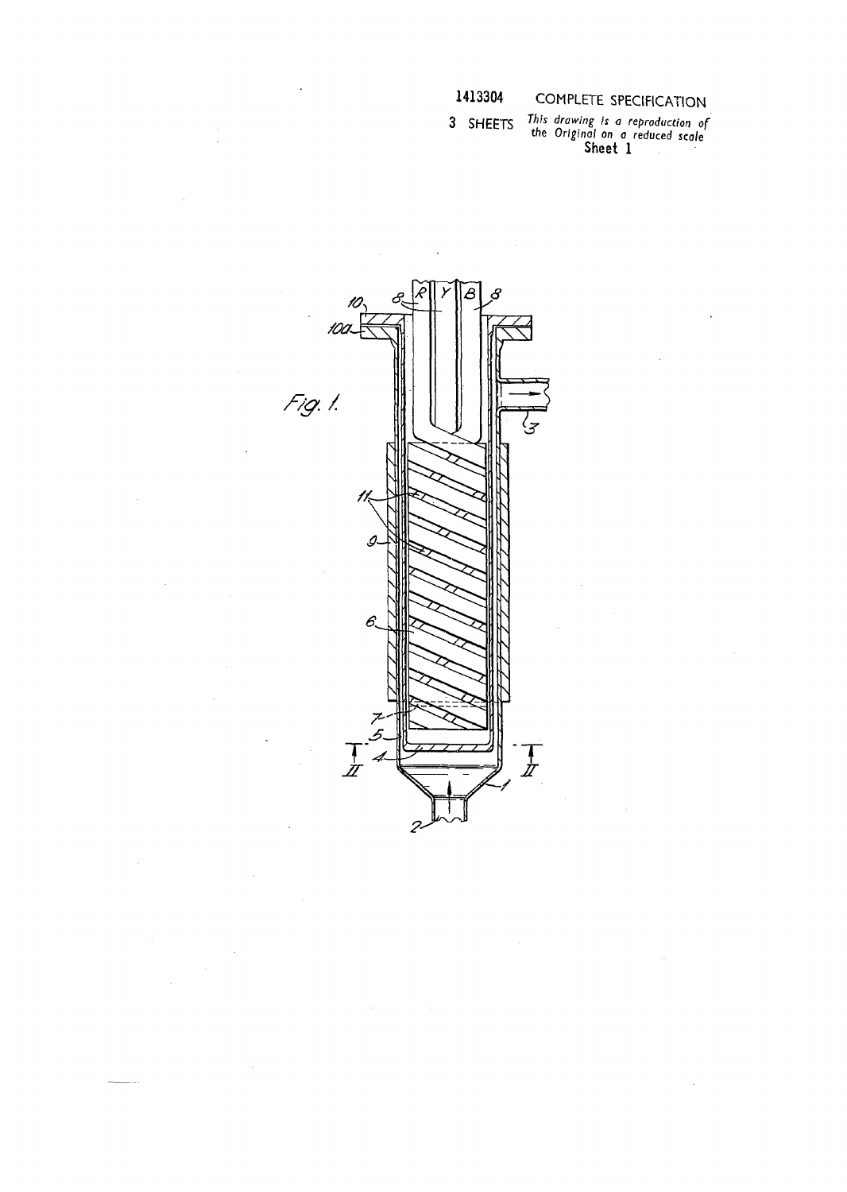1413304 COMPLETE SPECIFICATION

3 SHEETS *This drawing is a reproduction of the Original on a reduced scale*

Sheet 1

*Fig. 1.*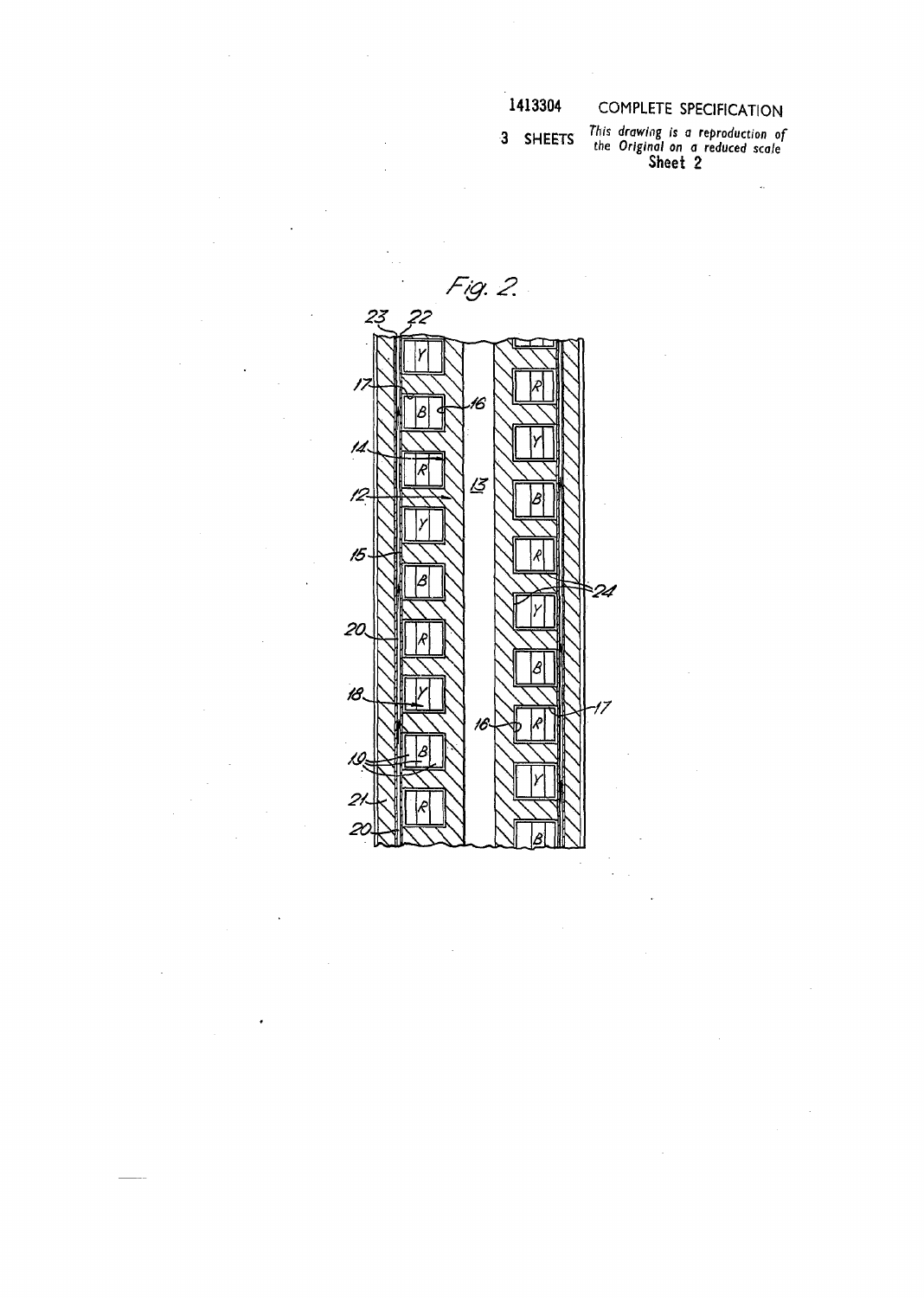1413304 COMPLETE SPECIFICATION

3 SHEETS *This drawing is a reproduction of the Original on a reduced scale*

**Sheet 2**

*Fig. 2.*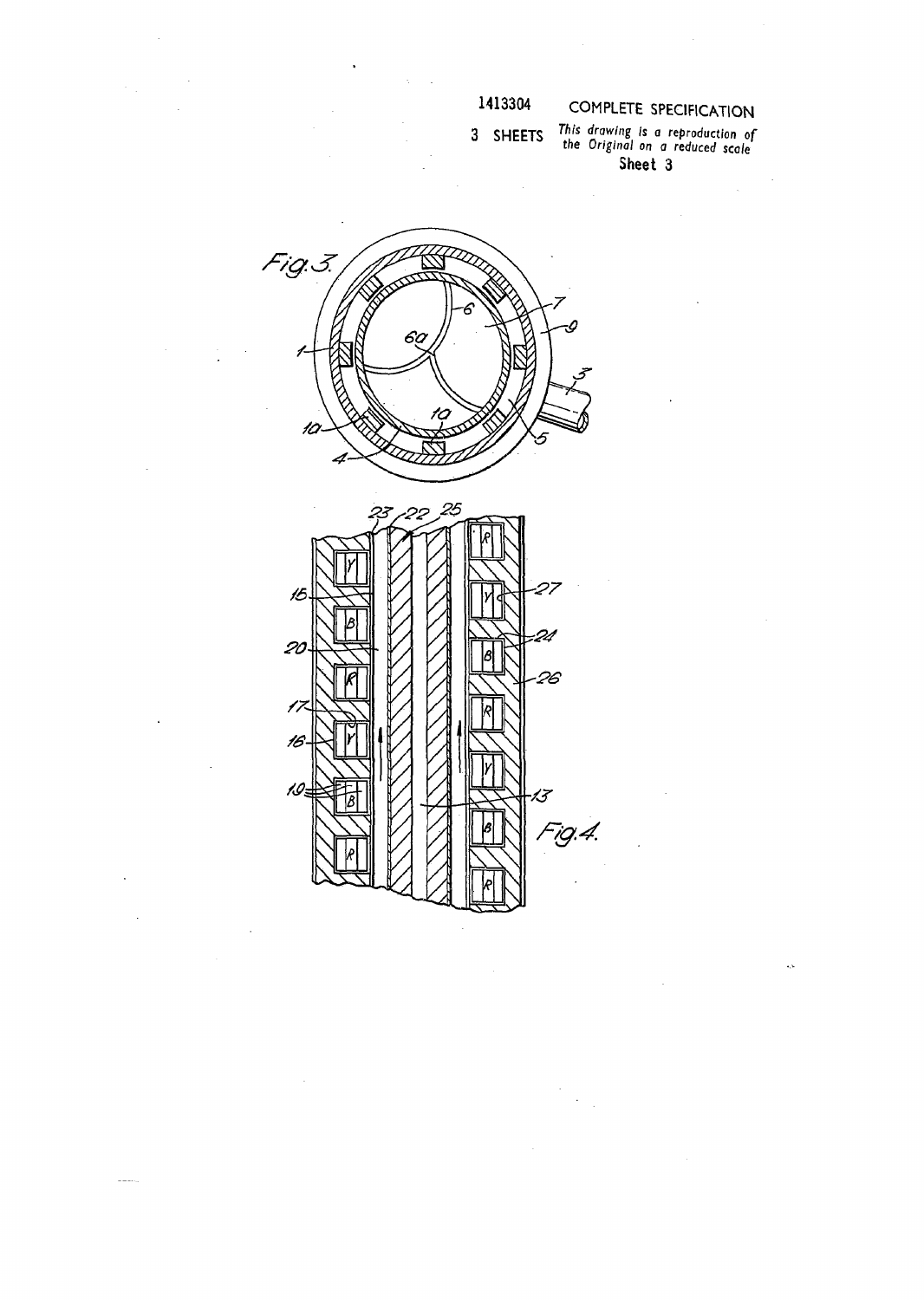1413304 COMPLETE SPECIFICATION

3 SHEETS *This drawing is a reproduction of the Original on a reduced scale*

Sheet 3

Fig. 3.

1, 10, 10a, 4, 6, 6a, 7, 9, 3, 5

23, 22, 25

15, 20, 17, 16, 19

27, 24, 26, 13

Y, B, R, Y, B, R

R, Y, B, R, Y, B, R

Fig. 4.